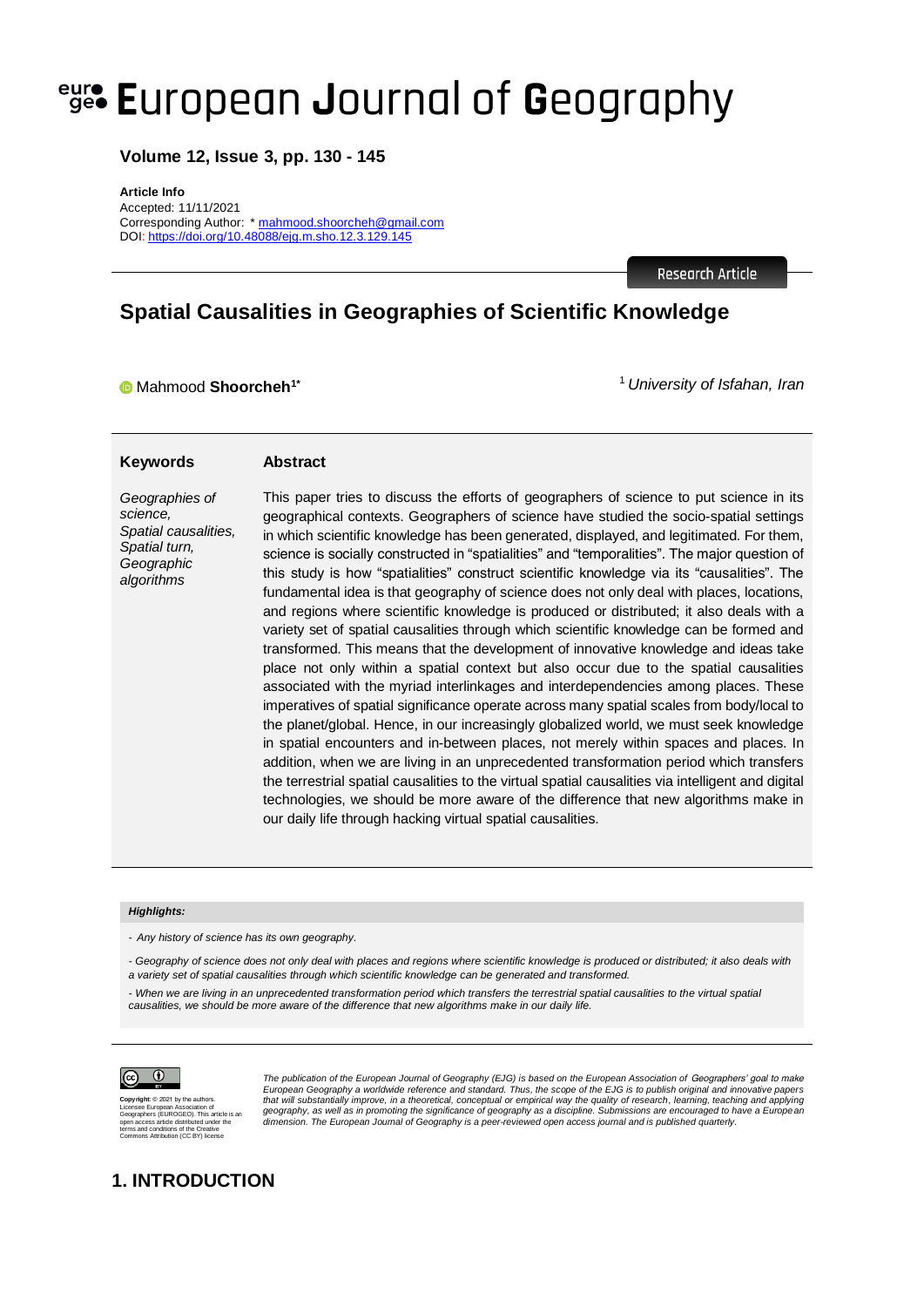# European Journal of Geography

**Volume 12, Issue 3, pp. 130 - 145**

**Article Info**
Accepted: 11/11/2021
Corresponding Author: * mahmood.shoorcheh@gmail.com
DOI: https://doi.org/10.48088/ejg.m.sho.12.3.129.145

Research Article

## Spatial Causalities in Geographies of Scientific Knowledge

Mahmood **Shoorcheh**[1*]

[1] *University of Isfahan, Iran*

**Keywords**

*Geographies of science, Spatial causalities, Spatial turn, Geographic algorithms*

**Abstract**

This paper tries to discuss the efforts of geographers of science to put science in its geographical contexts. Geographers of science have studied the socio-spatial settings in which scientific knowledge has been generated, displayed, and legitimated. For them, science is socially constructed in "spatialities" and "temporalities". The major question of this study is how "spatialities" construct scientific knowledge via its "causalities". The fundamental idea is that geography of science does not only deal with places, locations, and regions where scientific knowledge is produced or distributed; it also deals with a variety set of spatial causalities through which scientific knowledge can be formed and transformed. This means that the development of innovative knowledge and ideas take place not only within a spatial context but also occur due to the spatial causalities associated with the myriad interlinkages and interdependencies among places. These imperatives of spatial significance operate across many spatial scales from body/local to the planet/global. Hence, in our increasingly globalized world, we must seek knowledge in spatial encounters and in-between places, not merely within spaces and places. In addition, when we are living in an unprecedented transformation period which transfers the terrestrial spatial causalities to the virtual spatial causalities via intelligent and digital technologies, we should be more aware of the difference that new algorithms make in our daily life through hacking virtual spatial causalities.

***Highlights:***

*- Any history of science has its own geography.*

*- Geography of science does not only deal with places and regions where scientific knowledge is produced or distributed; it also deals with a variety set of spatial causalities through which scientific knowledge can be generated and transformed.*

*- When we are living in an unprecedented transformation period which transfers the terrestrial spatial causalities to the virtual spatial causalities, we should be more aware of the difference that new algorithms make in our daily life.*

**Copyright:** © 2021 by the authors. Licensee European Association of Geographers (EUROGEO). This article is an open access article distributed under the terms and conditions of the Creative Commons Attribution (CC BY) license

*The publication of the European Journal of Geography (EJG) is based on the European Association of Geographers' goal to make European Geography a worldwide reference and standard. Thus, the scope of the EJG is to publish original and innovative papers that will substantially improve, in a theoretical, conceptual or empirical way the quality of research, learning, teaching and applying geography, as well as in promoting the significance of geography as a discipline. Submissions are encouraged to have a European dimension. The European Journal of Geography is a peer-reviewed open access journal and is published quarterly.*

## 1. INTRODUCTION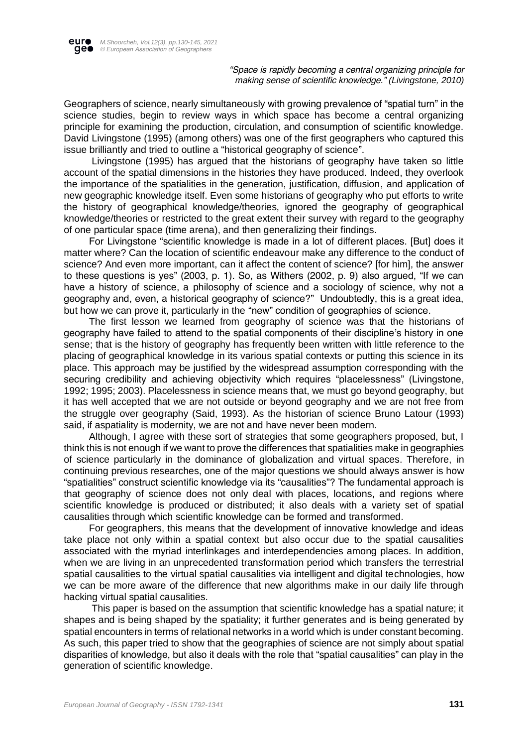> *"Space is rapidly becoming a central organizing principle for making sense of scientific knowledge." (Livingstone, 2010)*

Geographers of science, nearly simultaneously with growing prevalence of "spatial turn" in the science studies, begin to review ways in which space has become a central organizing principle for examining the production, circulation, and consumption of scientific knowledge. David Livingstone (1995) (among others) was one of the first geographers who captured this issue brilliantly and tried to outline a "historical geography of science".

Livingstone (1995) has argued that the historians of geography have taken so little account of the spatial dimensions in the histories they have produced. Indeed, they overlook the importance of the spatialities in the generation, justification, diffusion, and application of new geographic knowledge itself. Even some historians of geography who put efforts to write the history of geographical knowledge/theories, ignored the geography of geographical knowledge/theories or restricted to the great extent their survey with regard to the geography of one particular space (time arena), and then generalizing their findings.

For Livingstone "scientific knowledge is made in a lot of different places. [But] does it matter where? Can the location of scientific endeavour make any difference to the conduct of science? And even more important, can it affect the content of science? [for him], the answer to these questions is yes" (2003, p. 1). So, as Withers (2002, p. 9) also argued, "If we can have a history of science, a philosophy of science and a sociology of science, why not a geography and, even, a historical geography of science?" Undoubtedly, this is a great idea, but how we can prove it, particularly in the "new" condition of geographies of science.

The first lesson we learned from geography of science was that the historians of geography have failed to attend to the spatial components of their discipline's history in one sense; that is the history of geography has frequently been written with little reference to the placing of geographical knowledge in its various spatial contexts or putting this science in its place. This approach may be justified by the widespread assumption corresponding with the securing credibility and achieving objectivity which requires "placelessness" (Livingstone, 1992; 1995; 2003). Placelessness in science means that, we must go beyond geography, but it has well accepted that we are not outside or beyond geography and we are not free from the struggle over geography (Said, 1993). As the historian of science Bruno Latour (1993) said, if aspatiality is modernity, we are not and have never been modern.

Although, I agree with these sort of strategies that some geographers proposed, but, I think this is not enough if we want to prove the differences that spatialities make in geographies of science particularly in the dominance of globalization and virtual spaces. Therefore, in continuing previous researches, one of the major questions we should always answer is how "spatialities" construct scientific knowledge via its "causalities"? The fundamental approach is that geography of science does not only deal with places, locations, and regions where scientific knowledge is produced or distributed; it also deals with a variety set of spatial causalities through which scientific knowledge can be formed and transformed.

For geographers, this means that the development of innovative knowledge and ideas take place not only within a spatial context but also occur due to the spatial causalities associated with the myriad interlinkages and interdependencies among places. In addition, when we are living in an unprecedented transformation period which transfers the terrestrial spatial causalities to the virtual spatial causalities via intelligent and digital technologies, how we can be more aware of the difference that new algorithms make in our daily life through hacking virtual spatial causalities.

This paper is based on the assumption that scientific knowledge has a spatial nature; it shapes and is being shaped by the spatiality; it further generates and is being generated by spatial encounters in terms of relational networks in a world which is under constant becoming. As such, this paper tried to show that the geographies of science are not simply about spatial disparities of knowledge, but also it deals with the role that "spatial causalities" can play in the generation of scientific knowledge.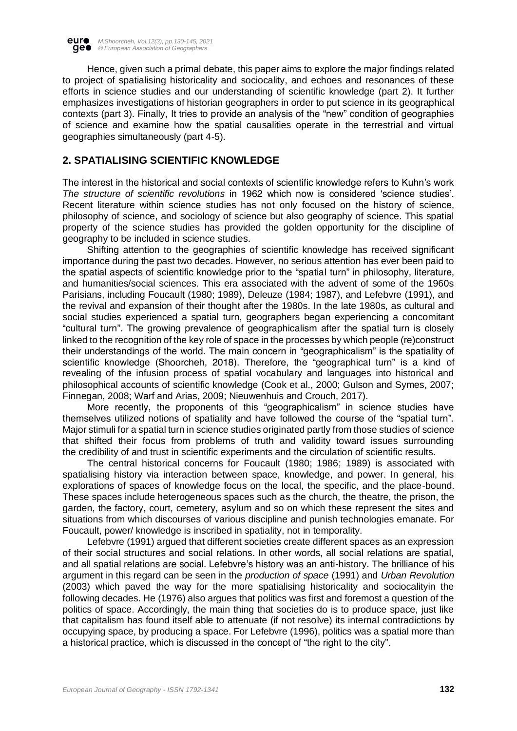Hence, given such a primal debate, this paper aims to explore the major findings related to project of spatialising historicality and sociocality, and echoes and resonances of these efforts in science studies and our understanding of scientific knowledge (part 2). It further emphasizes investigations of historian geographers in order to put science in its geographical contexts (part 3). Finally, It tries to provide an analysis of the "new" condition of geographies of science and examine how the spatial causalities operate in the terrestrial and virtual geographies simultaneously (part 4-5).

## 2. SPATIALISING SCIENTIFIC KNOWLEDGE

The interest in the historical and social contexts of scientific knowledge refers to Kuhn's work *The structure of scientific revolutions* in 1962 which now is considered 'science studies'. Recent literature within science studies has not only focused on the history of science, philosophy of science, and sociology of science but also geography of science. This spatial property of the science studies has provided the golden opportunity for the discipline of geography to be included in science studies.

Shifting attention to the geographies of scientific knowledge has received significant importance during the past two decades. However, no serious attention has ever been paid to the spatial aspects of scientific knowledge prior to the "spatial turn" in philosophy, literature, and humanities/social sciences. This era associated with the advent of some of the 1960s Parisians, including Foucault (1980; 1989), Deleuze (1984; 1987), and Lefebvre (1991), and the revival and expansion of their thought after the 1980s. In the late 1980s, as cultural and social studies experienced a spatial turn, geographers began experiencing a concomitant "cultural turn". The growing prevalence of geographicalism after the spatial turn is closely linked to the recognition of the key role of space in the processes by which people (re)construct their understandings of the world. The main concern in "geographicalism" is the spatiality of scientific knowledge (Shoorcheh, 2018). Therefore, the "geographical turn" is a kind of revealing of the infusion process of spatial vocabulary and languages into historical and philosophical accounts of scientific knowledge (Cook et al., 2000; Gulson and Symes, 2007; Finnegan, 2008; Warf and Arias, 2009; Nieuwenhuis and Crouch, 2017).

More recently, the proponents of this "geographicalism" in science studies have themselves utilized notions of spatiality and have followed the course of the "spatial turn". Major stimuli for a spatial turn in science studies originated partly from those studies of science that shifted their focus from problems of truth and validity toward issues surrounding the credibility of and trust in scientific experiments and the circulation of scientific results.

The central historical concerns for Foucault (1980; 1986; 1989) is associated with spatialising history via interaction between space, knowledge, and power. In general, his explorations of spaces of knowledge focus on the local, the specific, and the place-bound. These spaces include heterogeneous spaces such as the church, the theatre, the prison, the garden, the factory, court, cemetery, asylum and so on which these represent the sites and situations from which discourses of various discipline and punish technologies emanate. For Foucault, power/ knowledge is inscribed in spatiality, not in temporality.

Lefebvre (1991) argued that different societies create different spaces as an expression of their social structures and social relations. In other words, all social relations are spatial, and all spatial relations are social. Lefebvre's history was an anti-history. The brilliance of his argument in this regard can be seen in the *production of space* (1991) and *Urban Revolution* (2003) which paved the way for the more spatialising historicality and sociocalityin the following decades. He (1976) also argues that politics was first and foremost a question of the politics of space. Accordingly, the main thing that societies do is to produce space, just like that capitalism has found itself able to attenuate (if not resolve) its internal contradictions by occupying space, by producing a space. For Lefebvre (1996), politics was a spatial more than a historical practice, which is discussed in the concept of "the right to the city".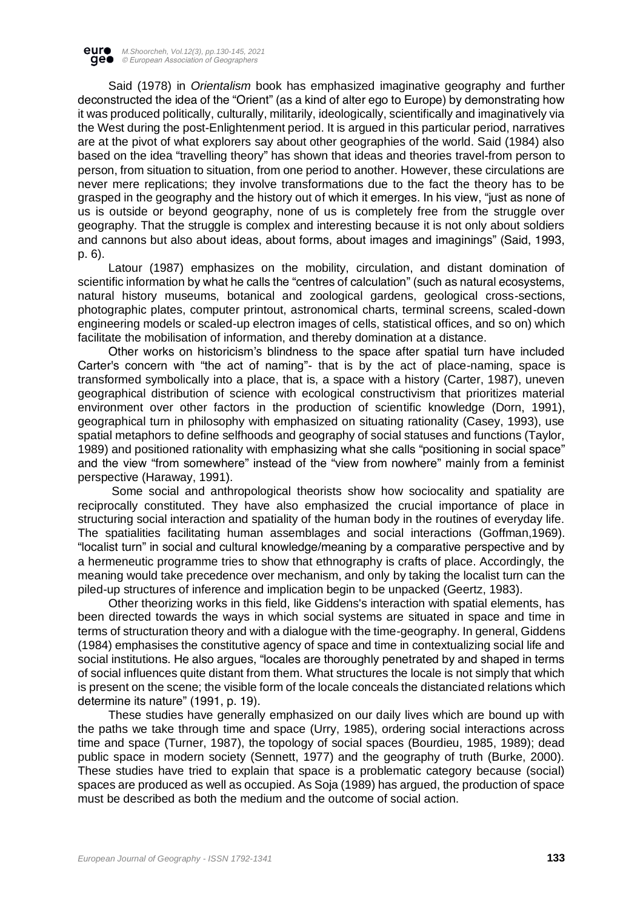Said (1978) in *Orientalism* book has emphasized imaginative geography and further deconstructed the idea of the "Orient" (as a kind of alter ego to Europe) by demonstrating how it was produced politically, culturally, militarily, ideologically, scientifically and imaginatively via the West during the post-Enlightenment period. It is argued in this particular period, narratives are at the pivot of what explorers say about other geographies of the world. Said (1984) also based on the idea "travelling theory" has shown that ideas and theories travel-from person to person, from situation to situation, from one period to another. However, these circulations are never mere replications; they involve transformations due to the fact the theory has to be grasped in the geography and the history out of which it emerges. In his view, "just as none of us is outside or beyond geography, none of us is completely free from the struggle over geography. That the struggle is complex and interesting because it is not only about soldiers and cannons but also about ideas, about forms, about images and imaginings" (Said, 1993, p. 6).

Latour (1987) emphasizes on the mobility, circulation, and distant domination of scientific information by what he calls the "centres of calculation" (such as natural ecosystems, natural history museums, botanical and zoological gardens, geological cross-sections, photographic plates, computer printout, astronomical charts, terminal screens, scaled-down engineering models or scaled-up electron images of cells, statistical offices, and so on) which facilitate the mobilisation of information, and thereby domination at a distance.

Other works on historicism's blindness to the space after spatial turn have included Carter's concern with "the act of naming"- that is by the act of place-naming, space is transformed symbolically into a place, that is, a space with a history (Carter, 1987), uneven geographical distribution of science with ecological constructivism that prioritizes material environment over other factors in the production of scientific knowledge (Dorn, 1991), geographical turn in philosophy with emphasized on situating rationality (Casey, 1993), use spatial metaphors to define selfhoods and geography of social statuses and functions (Taylor, 1989) and positioned rationality with emphasizing what she calls "positioning in social space" and the view "from somewhere" instead of the "view from nowhere" mainly from a feminist perspective (Haraway, 1991).

Some social and anthropological theorists show how sociocality and spatiality are reciprocally constituted. They have also emphasized the crucial importance of place in structuring social interaction and spatiality of the human body in the routines of everyday life. The spatialities facilitating human assemblages and social interactions (Goffman,1969). "localist turn" in social and cultural knowledge/meaning by a comparative perspective and by a hermeneutic programme tries to show that ethnography is crafts of place. Accordingly, the meaning would take precedence over mechanism, and only by taking the localist turn can the piled-up structures of inference and implication begin to be unpacked (Geertz, 1983).

Other theorizing works in this field, like Giddens's interaction with spatial elements, has been directed towards the ways in which social systems are situated in space and time in terms of structuration theory and with a dialogue with the time-geography. In general, Giddens (1984) emphasises the constitutive agency of space and time in contextualizing social life and social institutions. He also argues, "locales are thoroughly penetrated by and shaped in terms of social influences quite distant from them. What structures the locale is not simply that which is present on the scene; the visible form of the locale conceals the distanciated relations which determine its nature" (1991, p. 19).

These studies have generally emphasized on our daily lives which are bound up with the paths we take through time and space (Urry, 1985), ordering social interactions across time and space (Turner, 1987), the topology of social spaces (Bourdieu, 1985, 1989); dead public space in modern society (Sennett, 1977) and the geography of truth (Burke, 2000). These studies have tried to explain that space is a problematic category because (social) spaces are produced as well as occupied. As Soja (1989) has argued, the production of space must be described as both the medium and the outcome of social action.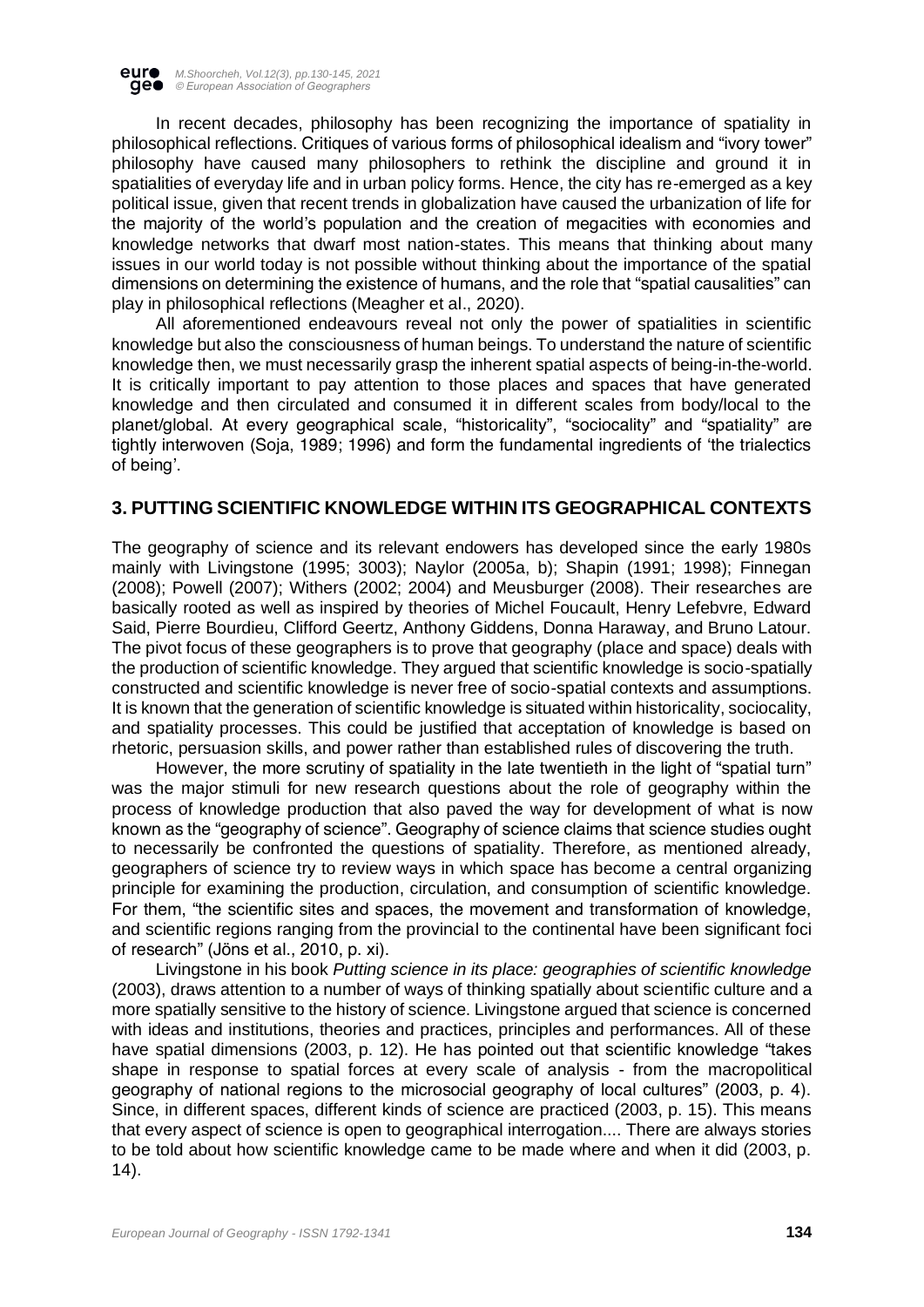In recent decades, philosophy has been recognizing the importance of spatiality in philosophical reflections. Critiques of various forms of philosophical idealism and "ivory tower" philosophy have caused many philosophers to rethink the discipline and ground it in spatialities of everyday life and in urban policy forms. Hence, the city has re-emerged as a key political issue, given that recent trends in globalization have caused the urbanization of life for the majority of the world's population and the creation of megacities with economies and knowledge networks that dwarf most nation-states. This means that thinking about many issues in our world today is not possible without thinking about the importance of the spatial dimensions on determining the existence of humans, and the role that "spatial causalities" can play in philosophical reflections (Meagher et al., 2020).

All aforementioned endeavours reveal not only the power of spatialities in scientific knowledge but also the consciousness of human beings. To understand the nature of scientific knowledge then, we must necessarily grasp the inherent spatial aspects of being-in-the-world. It is critically important to pay attention to those places and spaces that have generated knowledge and then circulated and consumed it in different scales from body/local to the planet/global. At every geographical scale, "historicality", "sociocality" and "spatiality" are tightly interwoven (Soja, 1989; 1996) and form the fundamental ingredients of 'the trialectics of being'.

## 3. PUTTING SCIENTIFIC KNOWLEDGE WITHIN ITS GEOGRAPHICAL CONTEXTS

The geography of science and its relevant endowers has developed since the early 1980s mainly with Livingstone (1995; 3003); Naylor (2005a, b); Shapin (1991; 1998); Finnegan (2008); Powell (2007); Withers (2002; 2004) and Meusburger (2008). Their researches are basically rooted as well as inspired by theories of Michel Foucault, Henry Lefebvre, Edward Said, Pierre Bourdieu, Clifford Geertz, Anthony Giddens, Donna Haraway, and Bruno Latour. The pivot focus of these geographers is to prove that geography (place and space) deals with the production of scientific knowledge. They argued that scientific knowledge is socio-spatially constructed and scientific knowledge is never free of socio-spatial contexts and assumptions. It is known that the generation of scientific knowledge is situated within historicality, sociocality, and spatiality processes. This could be justified that acceptation of knowledge is based on rhetoric, persuasion skills, and power rather than established rules of discovering the truth.

However, the more scrutiny of spatiality in the late twentieth in the light of "spatial turn" was the major stimuli for new research questions about the role of geography within the process of knowledge production that also paved the way for development of what is now known as the "geography of science". Geography of science claims that science studies ought to necessarily be confronted the questions of spatiality. Therefore, as mentioned already, geographers of science try to review ways in which space has become a central organizing principle for examining the production, circulation, and consumption of scientific knowledge. For them, "the scientific sites and spaces, the movement and transformation of knowledge, and scientific regions ranging from the provincial to the continental have been significant foci of research" (Jöns et al., 2010, p. xi).

Livingstone in his book *Putting science in its place: geographies of scientific knowledge* (2003), draws attention to a number of ways of thinking spatially about scientific culture and a more spatially sensitive to the history of science. Livingstone argued that science is concerned with ideas and institutions, theories and practices, principles and performances. All of these have spatial dimensions (2003, p. 12). He has pointed out that scientific knowledge "takes shape in response to spatial forces at every scale of analysis - from the macropolitical geography of national regions to the microsocial geography of local cultures" (2003, p. 4). Since, in different spaces, different kinds of science are practiced (2003, p. 15). This means that every aspect of science is open to geographical interrogation.... There are always stories to be told about how scientific knowledge came to be made where and when it did (2003, p. 14).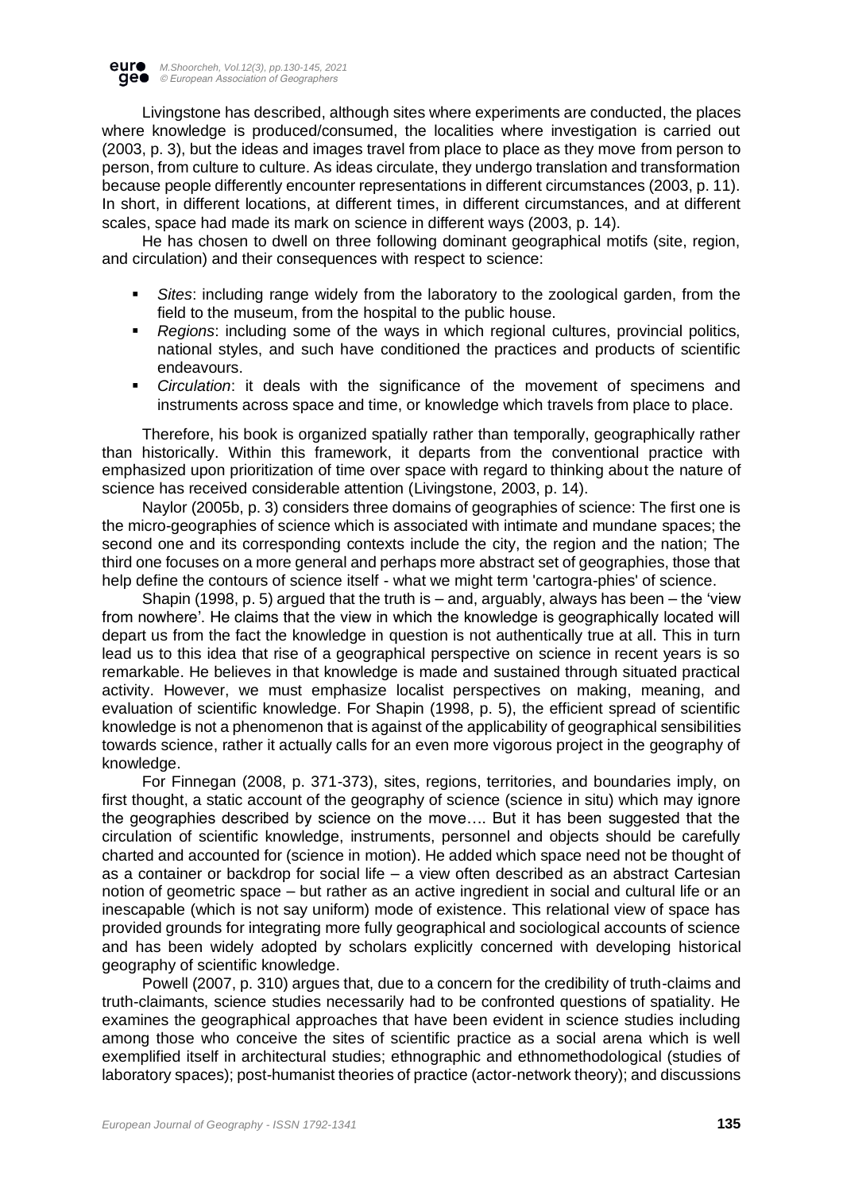Livingstone has described, although sites where experiments are conducted, the places where knowledge is produced/consumed, the localities where investigation is carried out (2003, p. 3), but the ideas and images travel from place to place as they move from person to person, from culture to culture. As ideas circulate, they undergo translation and transformation because people differently encounter representations in different circumstances (2003, p. 11). In short, in different locations, at different times, in different circumstances, and at different scales, space had made its mark on science in different ways (2003, p. 14).

He has chosen to dwell on three following dominant geographical motifs (site, region, and circulation) and their consequences with respect to science:

- *Sites*: including range widely from the laboratory to the zoological garden, from the field to the museum, from the hospital to the public house.
- *Regions*: including some of the ways in which regional cultures, provincial politics, national styles, and such have conditioned the practices and products of scientific endeavours.
- *Circulation*: it deals with the significance of the movement of specimens and instruments across space and time, or knowledge which travels from place to place.

Therefore, his book is organized spatially rather than temporally, geographically rather than historically. Within this framework, it departs from the conventional practice with emphasized upon prioritization of time over space with regard to thinking about the nature of science has received considerable attention (Livingstone, 2003, p. 14).

Naylor (2005b, p. 3) considers three domains of geographies of science: The first one is the micro-geographies of science which is associated with intimate and mundane spaces; the second one and its corresponding contexts include the city, the region and the nation; The third one focuses on a more general and perhaps more abstract set of geographies, those that help define the contours of science itself - what we might term 'cartogra-phies' of science.

Shapin (1998, p. 5) argued that the truth is – and, arguably, always has been – the 'view from nowhere'. He claims that the view in which the knowledge is geographically located will depart us from the fact the knowledge in question is not authentically true at all. This in turn lead us to this idea that rise of a geographical perspective on science in recent years is so remarkable. He believes in that knowledge is made and sustained through situated practical activity. However, we must emphasize localist perspectives on making, meaning, and evaluation of scientific knowledge. For Shapin (1998, p. 5), the efficient spread of scientific knowledge is not a phenomenon that is against of the applicability of geographical sensibilities towards science, rather it actually calls for an even more vigorous project in the geography of knowledge.

For Finnegan (2008, p. 371-373), sites, regions, territories, and boundaries imply, on first thought, a static account of the geography of science (science in situ) which may ignore the geographies described by science on the move…. But it has been suggested that the circulation of scientific knowledge, instruments, personnel and objects should be carefully charted and accounted for (science in motion). He added which space need not be thought of as a container or backdrop for social life – a view often described as an abstract Cartesian notion of geometric space – but rather as an active ingredient in social and cultural life or an inescapable (which is not say uniform) mode of existence. This relational view of space has provided grounds for integrating more fully geographical and sociological accounts of science and has been widely adopted by scholars explicitly concerned with developing historical geography of scientific knowledge.

Powell (2007, p. 310) argues that, due to a concern for the credibility of truth-claims and truth-claimants, science studies necessarily had to be confronted questions of spatiality. He examines the geographical approaches that have been evident in science studies including among those who conceive the sites of scientific practice as a social arena which is well exemplified itself in architectural studies; ethnographic and ethnomethodological (studies of laboratory spaces); post-humanist theories of practice (actor-network theory); and discussions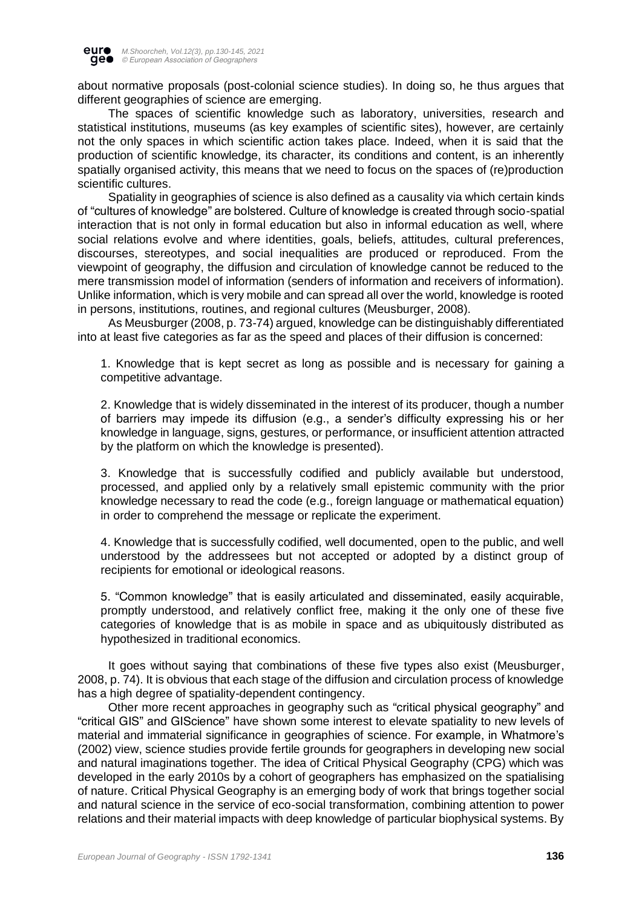about normative proposals (post-colonial science studies). In doing so, he thus argues that different geographies of science are emerging.

The spaces of scientific knowledge such as laboratory, universities, research and statistical institutions, museums (as key examples of scientific sites), however, are certainly not the only spaces in which scientific action takes place. Indeed, when it is said that the production of scientific knowledge, its character, its conditions and content, is an inherently spatially organised activity, this means that we need to focus on the spaces of (re)production scientific cultures.

Spatiality in geographies of science is also defined as a causality via which certain kinds of "cultures of knowledge" are bolstered. Culture of knowledge is created through socio-spatial interaction that is not only in formal education but also in informal education as well, where social relations evolve and where identities, goals, beliefs, attitudes, cultural preferences, discourses, stereotypes, and social inequalities are produced or reproduced. From the viewpoint of geography, the diffusion and circulation of knowledge cannot be reduced to the mere transmission model of information (senders of information and receivers of information). Unlike information, which is very mobile and can spread all over the world, knowledge is rooted in persons, institutions, routines, and regional cultures (Meusburger, 2008).

As Meusburger (2008, p. 73-74) argued, knowledge can be distinguishably differentiated into at least five categories as far as the speed and places of their diffusion is concerned:

1. Knowledge that is kept secret as long as possible and is necessary for gaining a competitive advantage.

2. Knowledge that is widely disseminated in the interest of its producer, though a number of barriers may impede its diffusion (e.g., a sender's difficulty expressing his or her knowledge in language, signs, gestures, or performance, or insufficient attention attracted by the platform on which the knowledge is presented).

3. Knowledge that is successfully codified and publicly available but understood, processed, and applied only by a relatively small epistemic community with the prior knowledge necessary to read the code (e.g., foreign language or mathematical equation) in order to comprehend the message or replicate the experiment.

4. Knowledge that is successfully codified, well documented, open to the public, and well understood by the addressees but not accepted or adopted by a distinct group of recipients for emotional or ideological reasons.

5. "Common knowledge" that is easily articulated and disseminated, easily acquirable, promptly understood, and relatively conflict free, making it the only one of these five categories of knowledge that is as mobile in space and as ubiquitously distributed as hypothesized in traditional economics.

It goes without saying that combinations of these five types also exist (Meusburger, 2008, p. 74). It is obvious that each stage of the diffusion and circulation process of knowledge has a high degree of spatiality-dependent contingency.

Other more recent approaches in geography such as "critical physical geography" and "critical GIS" and GIScience" have shown some interest to elevate spatiality to new levels of material and immaterial significance in geographies of science. For example, in Whatmore's (2002) view, science studies provide fertile grounds for geographers in developing new social and natural imaginations together. The idea of Critical Physical Geography (CPG) which was developed in the early 2010s by a cohort of geographers has emphasized on the spatialising of nature. Critical Physical Geography is an emerging body of work that brings together social and natural science in the service of eco-social transformation, combining attention to power relations and their material impacts with deep knowledge of particular biophysical systems. By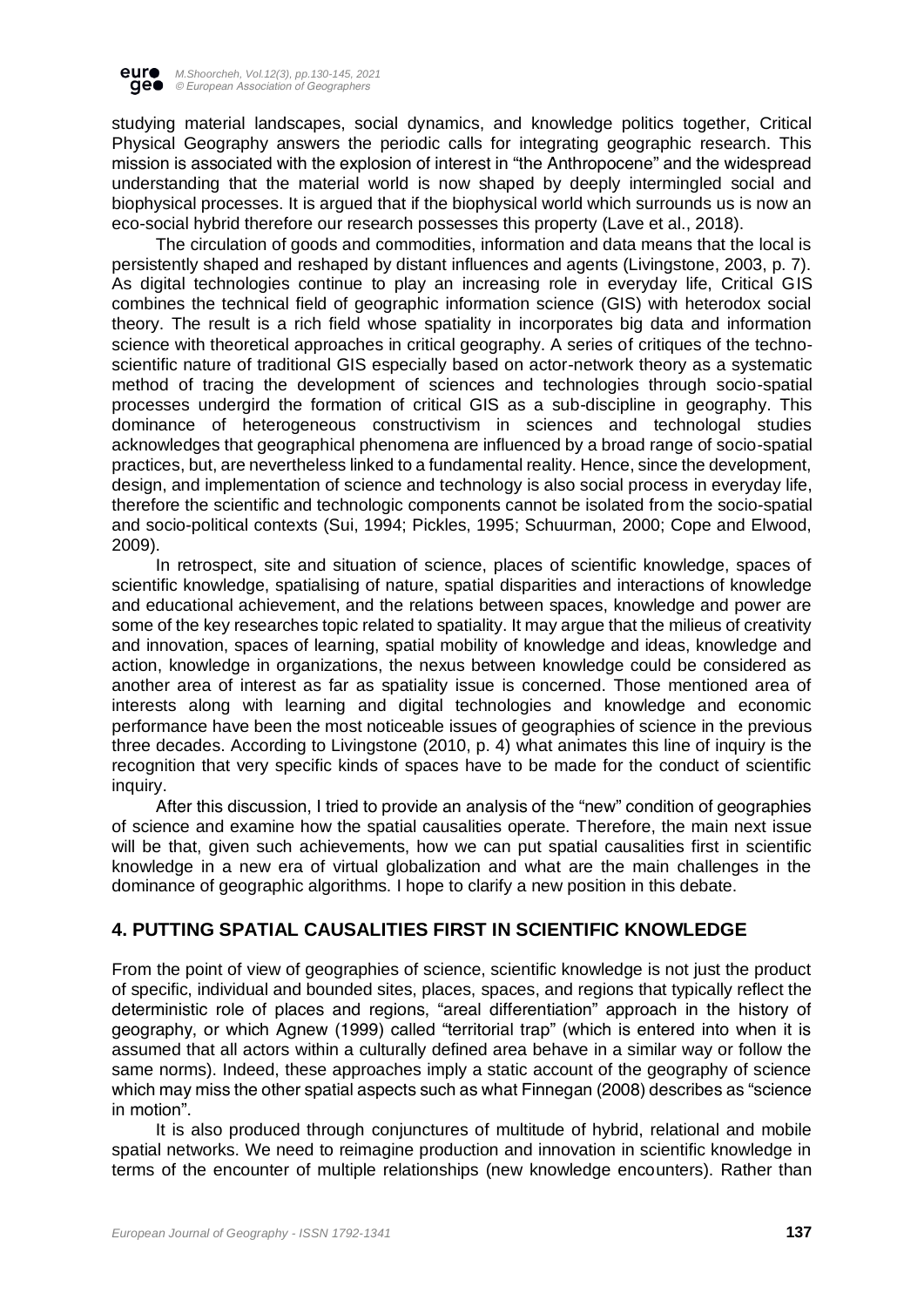studying material landscapes, social dynamics, and knowledge politics together, Critical Physical Geography answers the periodic calls for integrating geographic research. This mission is associated with the explosion of interest in "the Anthropocene" and the widespread understanding that the material world is now shaped by deeply intermingled social and biophysical processes. It is argued that if the biophysical world which surrounds us is now an eco-social hybrid therefore our research possesses this property (Lave et al., 2018).

The circulation of goods and commodities, information and data means that the local is persistently shaped and reshaped by distant influences and agents (Livingstone, 2003, p. 7). As digital technologies continue to play an increasing role in everyday life, Critical GIS combines the technical field of geographic information science (GIS) with heterodox social theory. The result is a rich field whose spatiality in incorporates big data and information science with theoretical approaches in critical geography. A series of critiques of the techno-scientific nature of traditional GIS especially based on actor-network theory as a systematic method of tracing the development of sciences and technologies through socio-spatial processes undergird the formation of critical GIS as a sub-discipline in geography. This dominance of heterogeneous constructivism in sciences and technologal studies acknowledges that geographical phenomena are influenced by a broad range of socio-spatial practices, but, are nevertheless linked to a fundamental reality. Hence, since the development, design, and implementation of science and technology is also social process in everyday life, therefore the scientific and technologic components cannot be isolated from the socio-spatial and socio-political contexts (Sui, 1994; Pickles, 1995; Schuurman, 2000; Cope and Elwood, 2009).

In retrospect, site and situation of science, places of scientific knowledge, spaces of scientific knowledge, spatialising of nature, spatial disparities and interactions of knowledge and educational achievement, and the relations between spaces, knowledge and power are some of the key researches topic related to spatiality. It may argue that the milieus of creativity and innovation, spaces of learning, spatial mobility of knowledge and ideas, knowledge and action, knowledge in organizations, the nexus between knowledge could be considered as another area of interest as far as spatiality issue is concerned. Those mentioned area of interests along with learning and digital technologies and knowledge and economic performance have been the most noticeable issues of geographies of science in the previous three decades. According to Livingstone (2010, p. 4) what animates this line of inquiry is the recognition that very specific kinds of spaces have to be made for the conduct of scientific inquiry.

After this discussion, I tried to provide an analysis of the "new" condition of geographies of science and examine how the spatial causalities operate. Therefore, the main next issue will be that, given such achievements, how we can put spatial causalities first in scientific knowledge in a new era of virtual globalization and what are the main challenges in the dominance of geographic algorithms. I hope to clarify a new position in this debate.

## 4. PUTTING SPATIAL CAUSALITIES FIRST IN SCIENTIFIC KNOWLEDGE

From the point of view of geographies of science, scientific knowledge is not just the product of specific, individual and bounded sites, places, spaces, and regions that typically reflect the deterministic role of places and regions, "areal differentiation" approach in the history of geography, or which Agnew (1999) called "territorial trap" (which is entered into when it is assumed that all actors within a culturally defined area behave in a similar way or follow the same norms). Indeed, these approaches imply a static account of the geography of science which may miss the other spatial aspects such as what Finnegan (2008) describes as "science in motion".

It is also produced through conjunctures of multitude of hybrid, relational and mobile spatial networks. We need to reimagine production and innovation in scientific knowledge in terms of the encounter of multiple relationships (new knowledge encounters). Rather than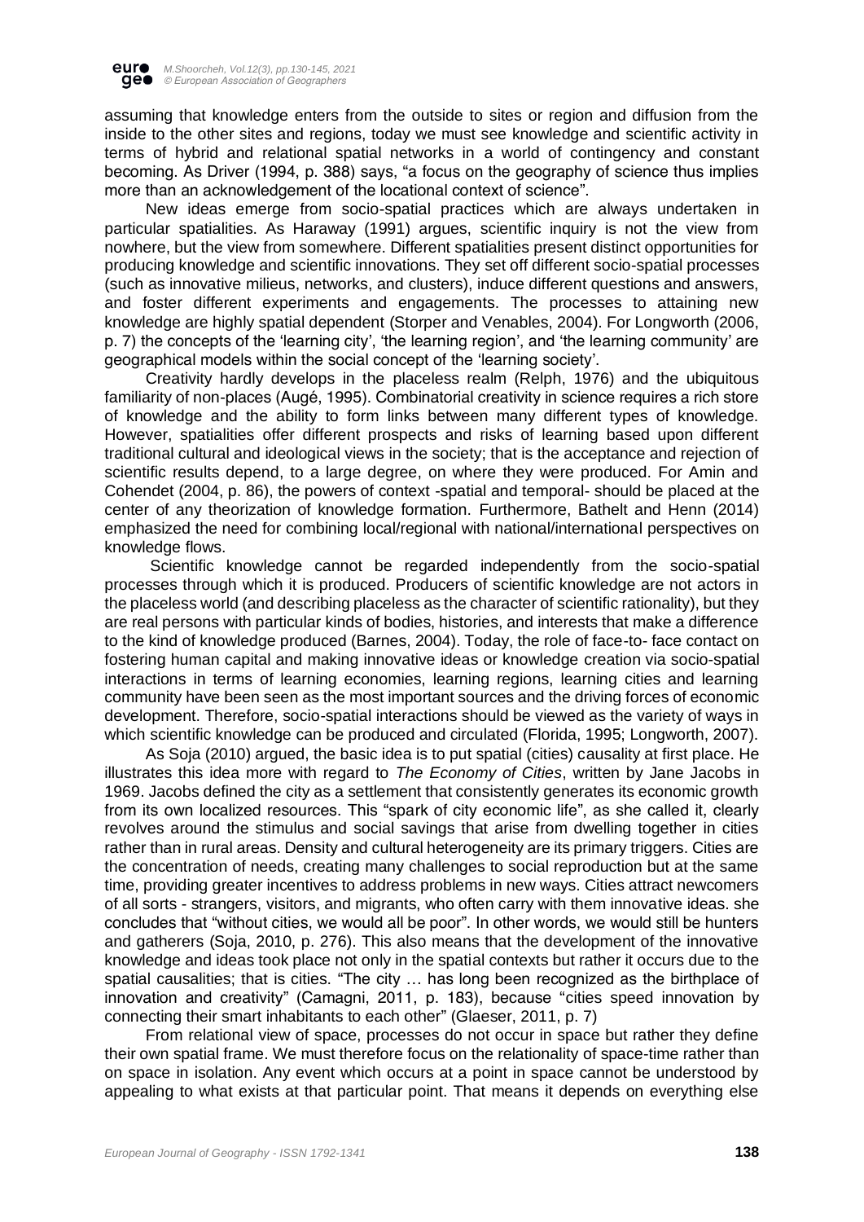assuming that knowledge enters from the outside to sites or region and diffusion from the inside to the other sites and regions, today we must see knowledge and scientific activity in terms of hybrid and relational spatial networks in a world of contingency and constant becoming. As Driver (1994, p. 388) says, "a focus on the geography of science thus implies more than an acknowledgement of the locational context of science".

New ideas emerge from socio-spatial practices which are always undertaken in particular spatialities. As Haraway (1991) argues, scientific inquiry is not the view from nowhere, but the view from somewhere. Different spatialities present distinct opportunities for producing knowledge and scientific innovations. They set off different socio-spatial processes (such as innovative milieus, networks, and clusters), induce different questions and answers, and foster different experiments and engagements. The processes to attaining new knowledge are highly spatial dependent (Storper and Venables, 2004). For Longworth (2006, p. 7) the concepts of the 'learning city', 'the learning region', and 'the learning community' are geographical models within the social concept of the 'learning society'.

Creativity hardly develops in the placeless realm (Relph, 1976) and the ubiquitous familiarity of non-places (Augé, 1995). Combinatorial creativity in science requires a rich store of knowledge and the ability to form links between many different types of knowledge. However, spatialities offer different prospects and risks of learning based upon different traditional cultural and ideological views in the society; that is the acceptance and rejection of scientific results depend, to a large degree, on where they were produced. For Amin and Cohendet (2004, p. 86), the powers of context -spatial and temporal- should be placed at the center of any theorization of knowledge formation. Furthermore, Bathelt and Henn (2014) emphasized the need for combining local/regional with national/international perspectives on knowledge flows.

Scientific knowledge cannot be regarded independently from the socio-spatial processes through which it is produced. Producers of scientific knowledge are not actors in the placeless world (and describing placeless as the character of scientific rationality), but they are real persons with particular kinds of bodies, histories, and interests that make a difference to the kind of knowledge produced (Barnes, 2004). Today, the role of face-to- face contact on fostering human capital and making innovative ideas or knowledge creation via socio-spatial interactions in terms of learning economies, learning regions, learning cities and learning community have been seen as the most important sources and the driving forces of economic development. Therefore, socio-spatial interactions should be viewed as the variety of ways in which scientific knowledge can be produced and circulated (Florida, 1995; Longworth, 2007).

As Soja (2010) argued, the basic idea is to put spatial (cities) causality at first place. He illustrates this idea more with regard to *The Economy of Cities*, written by Jane Jacobs in 1969. Jacobs defined the city as a settlement that consistently generates its economic growth from its own localized resources. This "spark of city economic life", as she called it, clearly revolves around the stimulus and social savings that arise from dwelling together in cities rather than in rural areas. Density and cultural heterogeneity are its primary triggers. Cities are the concentration of needs, creating many challenges to social reproduction but at the same time, providing greater incentives to address problems in new ways. Cities attract newcomers of all sorts - strangers, visitors, and migrants, who often carry with them innovative ideas. she concludes that "without cities, we would all be poor". In other words, we would still be hunters and gatherers (Soja, 2010, p. 276). This also means that the development of the innovative knowledge and ideas took place not only in the spatial contexts but rather it occurs due to the spatial causalities; that is cities. "The city … has long been recognized as the birthplace of innovation and creativity" (Camagni, 2011, p. 183), because "cities speed innovation by connecting their smart inhabitants to each other" (Glaeser, 2011, p. 7)

From relational view of space, processes do not occur in space but rather they define their own spatial frame. We must therefore focus on the relationality of space-time rather than on space in isolation. Any event which occurs at a point in space cannot be understood by appealing to what exists at that particular point. That means it depends on everything else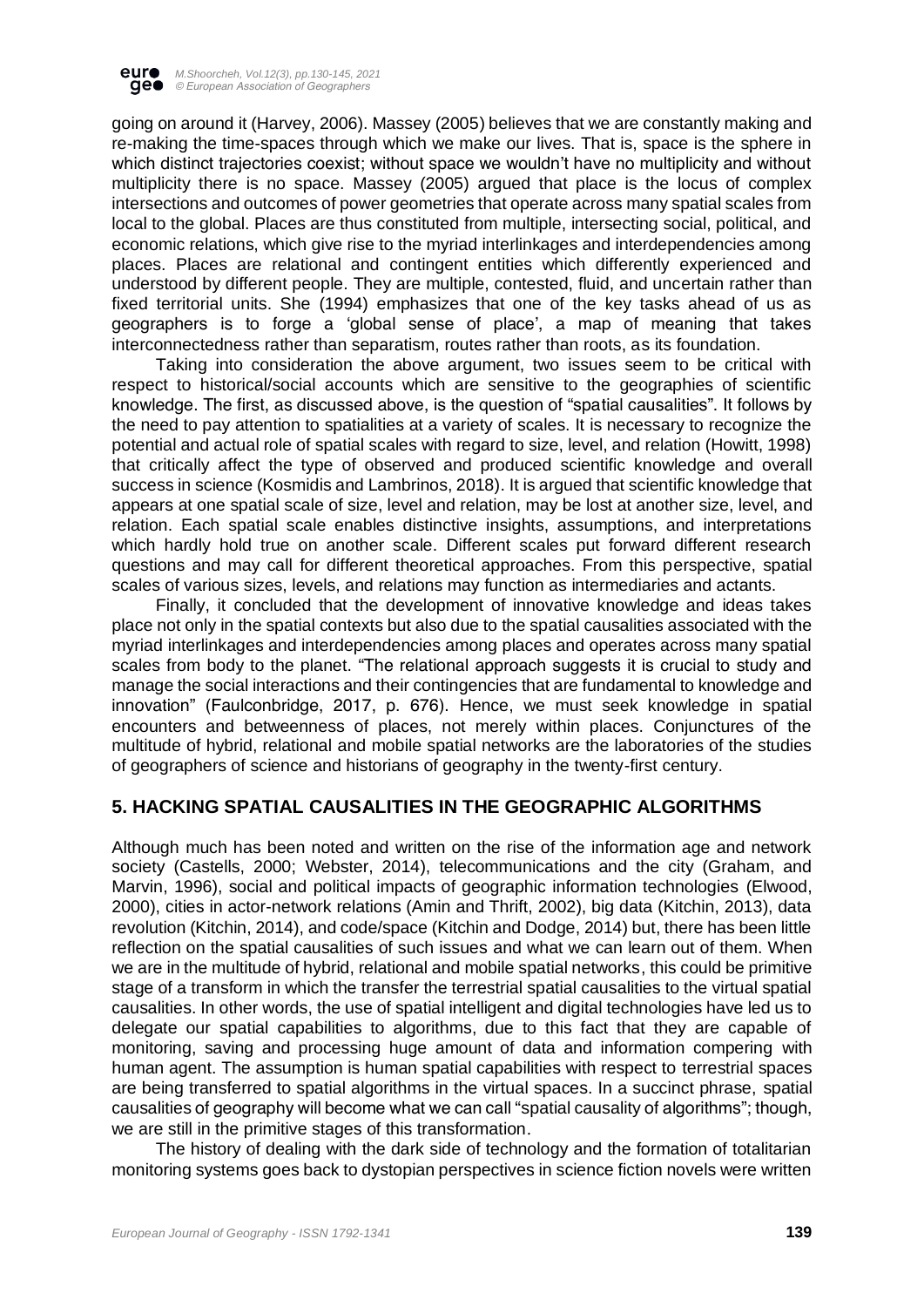going on around it (Harvey, 2006). Massey (2005) believes that we are constantly making and re-making the time-spaces through which we make our lives. That is, space is the sphere in which distinct trajectories coexist; without space we wouldn't have no multiplicity and without multiplicity there is no space. Massey (2005) argued that place is the locus of complex intersections and outcomes of power geometries that operate across many spatial scales from local to the global. Places are thus constituted from multiple, intersecting social, political, and economic relations, which give rise to the myriad interlinkages and interdependencies among places. Places are relational and contingent entities which differently experienced and understood by different people. They are multiple, contested, fluid, and uncertain rather than fixed territorial units. She (1994) emphasizes that one of the key tasks ahead of us as geographers is to forge a 'global sense of place', a map of meaning that takes interconnectedness rather than separatism, routes rather than roots, as its foundation.

Taking into consideration the above argument, two issues seem to be critical with respect to historical/social accounts which are sensitive to the geographies of scientific knowledge. The first, as discussed above, is the question of "spatial causalities". It follows by the need to pay attention to spatialities at a variety of scales. It is necessary to recognize the potential and actual role of spatial scales with regard to size, level, and relation (Howitt, 1998) that critically affect the type of observed and produced scientific knowledge and overall success in science (Kosmidis and Lambrinos, 2018). It is argued that scientific knowledge that appears at one spatial scale of size, level and relation, may be lost at another size, level, and relation. Each spatial scale enables distinctive insights, assumptions, and interpretations which hardly hold true on another scale. Different scales put forward different research questions and may call for different theoretical approaches. From this perspective, spatial scales of various sizes, levels, and relations may function as intermediaries and actants.

Finally, it concluded that the development of innovative knowledge and ideas takes place not only in the spatial contexts but also due to the spatial causalities associated with the myriad interlinkages and interdependencies among places and operates across many spatial scales from body to the planet. "The relational approach suggests it is crucial to study and manage the social interactions and their contingencies that are fundamental to knowledge and innovation" (Faulconbridge, 2017, p. 676). Hence, we must seek knowledge in spatial encounters and betweenness of places, not merely within places. Conjunctures of the multitude of hybrid, relational and mobile spatial networks are the laboratories of the studies of geographers of science and historians of geography in the twenty-first century.

## 5. HACKING SPATIAL CAUSALITIES IN THE GEOGRAPHIC ALGORITHMS

Although much has been noted and written on the rise of the information age and network society (Castells, 2000; Webster, 2014), telecommunications and the city (Graham, and Marvin, 1996), social and political impacts of geographic information technologies (Elwood, 2000), cities in actor-network relations (Amin and Thrift, 2002), big data (Kitchin, 2013), data revolution (Kitchin, 2014), and code/space (Kitchin and Dodge, 2014) but, there has been little reflection on the spatial causalities of such issues and what we can learn out of them. When we are in the multitude of hybrid, relational and mobile spatial networks, this could be primitive stage of a transform in which the transfer the terrestrial spatial causalities to the virtual spatial causalities. In other words, the use of spatial intelligent and digital technologies have led us to delegate our spatial capabilities to algorithms, due to this fact that they are capable of monitoring, saving and processing huge amount of data and information compering with human agent. The assumption is human spatial capabilities with respect to terrestrial spaces are being transferred to spatial algorithms in the virtual spaces. In a succinct phrase, spatial causalities of geography will become what we can call "spatial causality of algorithms"; though, we are still in the primitive stages of this transformation.

The history of dealing with the dark side of technology and the formation of totalitarian monitoring systems goes back to dystopian perspectives in science fiction novels were written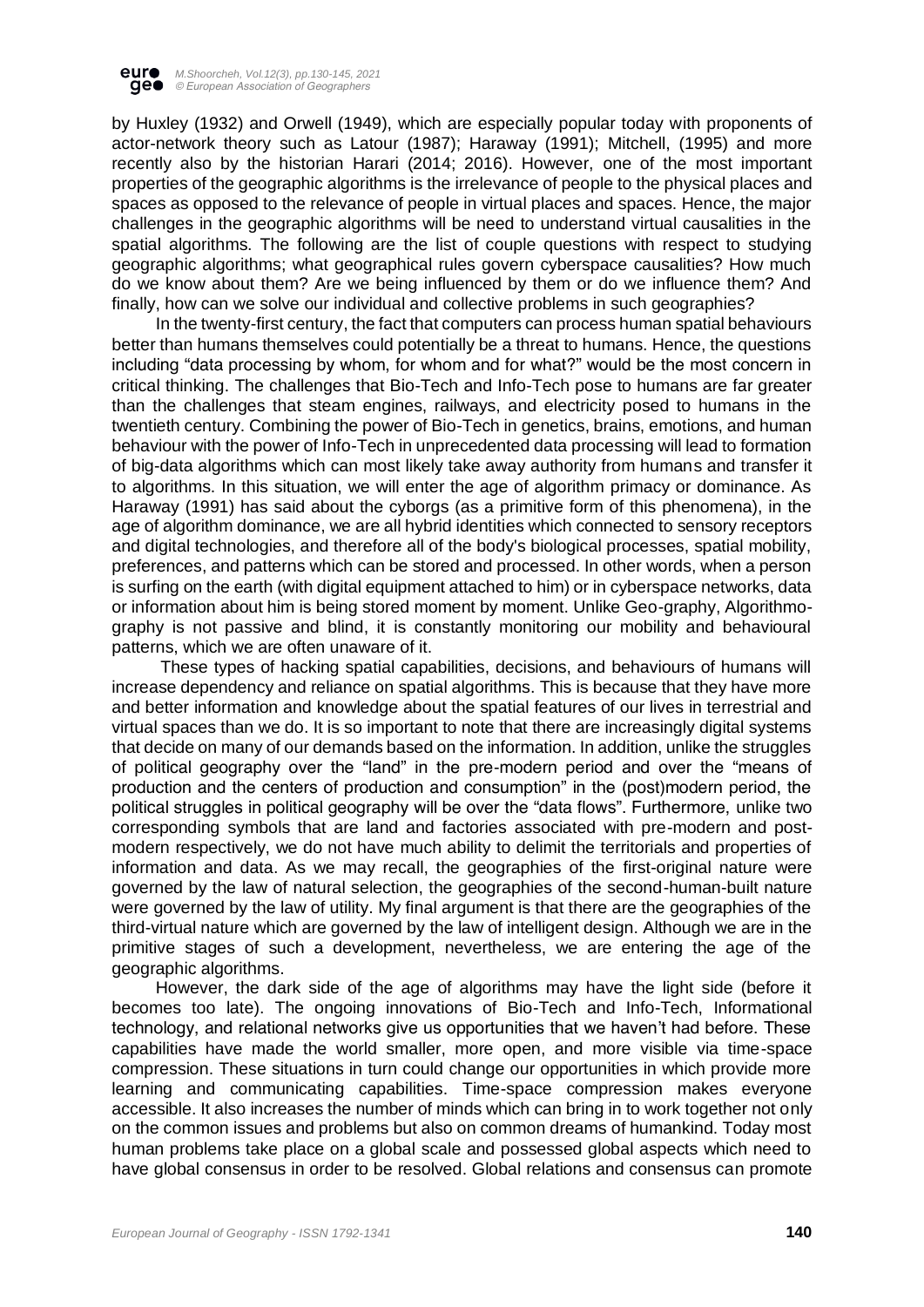by Huxley (1932) and Orwell (1949), which are especially popular today with proponents of actor-network theory such as Latour (1987); Haraway (1991); Mitchell, (1995) and more recently also by the historian Harari (2014; 2016). However, one of the most important properties of the geographic algorithms is the irrelevance of people to the physical places and spaces as opposed to the relevance of people in virtual places and spaces. Hence, the major challenges in the geographic algorithms will be need to understand virtual causalities in the spatial algorithms. The following are the list of couple questions with respect to studying geographic algorithms; what geographical rules govern cyberspace causalities? How much do we know about them? Are we being influenced by them or do we influence them? And finally, how can we solve our individual and collective problems in such geographies?

In the twenty-first century, the fact that computers can process human spatial behaviours better than humans themselves could potentially be a threat to humans. Hence, the questions including "data processing by whom, for whom and for what?" would be the most concern in critical thinking. The challenges that Bio-Tech and Info-Tech pose to humans are far greater than the challenges that steam engines, railways, and electricity posed to humans in the twentieth century. Combining the power of Bio-Tech in genetics, brains, emotions, and human behaviour with the power of Info-Tech in unprecedented data processing will lead to formation of big-data algorithms which can most likely take away authority from humans and transfer it to algorithms. In this situation, we will enter the age of algorithm primacy or dominance. As Haraway (1991) has said about the cyborgs (as a primitive form of this phenomena), in the age of algorithm dominance, we are all hybrid identities which connected to sensory receptors and digital technologies, and therefore all of the body's biological processes, spatial mobility, preferences, and patterns which can be stored and processed. In other words, when a person is surfing on the earth (with digital equipment attached to him) or in cyberspace networks, data or information about him is being stored moment by moment. Unlike Geo-graphy, Algorithmo-graphy is not passive and blind, it is constantly monitoring our mobility and behavioural patterns, which we are often unaware of it.

These types of hacking spatial capabilities, decisions, and behaviours of humans will increase dependency and reliance on spatial algorithms. This is because that they have more and better information and knowledge about the spatial features of our lives in terrestrial and virtual spaces than we do. It is so important to note that there are increasingly digital systems that decide on many of our demands based on the information. In addition, unlike the struggles of political geography over the "land" in the pre-modern period and over the "means of production and the centers of production and consumption" in the (post)modern period, the political struggles in political geography will be over the "data flows". Furthermore, unlike two corresponding symbols that are land and factories associated with pre-modern and post-modern respectively, we do not have much ability to delimit the territorials and properties of information and data. As we may recall, the geographies of the first-original nature were governed by the law of natural selection, the geographies of the second-human-built nature were governed by the law of utility. My final argument is that there are the geographies of the third-virtual nature which are governed by the law of intelligent design. Although we are in the primitive stages of such a development, nevertheless, we are entering the age of the geographic algorithms.

However, the dark side of the age of algorithms may have the light side (before it becomes too late). The ongoing innovations of Bio-Tech and Info-Tech, Informational technology, and relational networks give us opportunities that we haven't had before. These capabilities have made the world smaller, more open, and more visible via time-space compression. These situations in turn could change our opportunities in which provide more learning and communicating capabilities. Time-space compression makes everyone accessible. It also increases the number of minds which can bring in to work together not only on the common issues and problems but also on common dreams of humankind. Today most human problems take place on a global scale and possessed global aspects which need to have global consensus in order to be resolved. Global relations and consensus can promote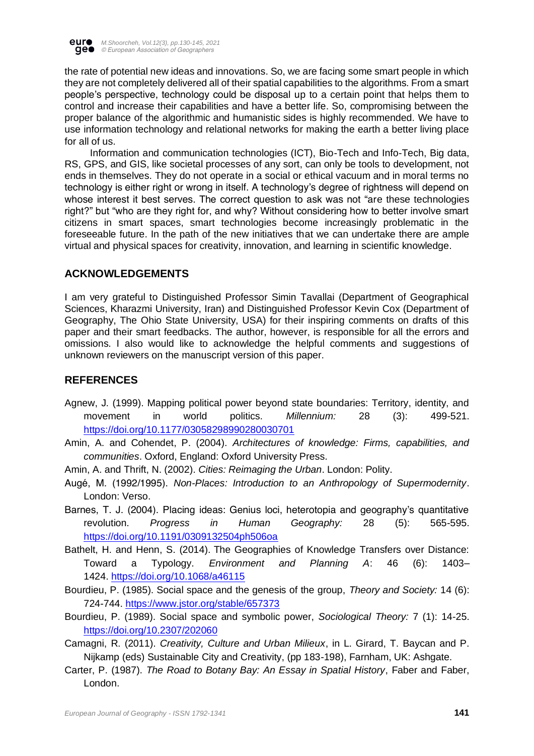the rate of potential new ideas and innovations. So, we are facing some smart people in which they are not completely delivered all of their spatial capabilities to the algorithms. From a smart people's perspective, technology could be disposal up to a certain point that helps them to control and increase their capabilities and have a better life. So, compromising between the proper balance of the algorithmic and humanistic sides is highly recommended. We have to use information technology and relational networks for making the earth a better living place for all of us.

Information and communication technologies (ICT), Bio-Tech and Info-Tech, Big data, RS, GPS, and GIS, like societal processes of any sort, can only be tools to development, not ends in themselves. They do not operate in a social or ethical vacuum and in moral terms no technology is either right or wrong in itself. A technology's degree of rightness will depend on whose interest it best serves. The correct question to ask was not "are these technologies right?" but "who are they right for, and why? Without considering how to better involve smart citizens in smart spaces, smart technologies become increasingly problematic in the foreseeable future. In the path of the new initiatives that we can undertake there are ample virtual and physical spaces for creativity, innovation, and learning in scientific knowledge.

## ACKNOWLEDGEMENTS

I am very grateful to Distinguished Professor Simin Tavallai (Department of Geographical Sciences, Kharazmi University, Iran) and Distinguished Professor Kevin Cox (Department of Geography, The Ohio State University, USA) for their inspiring comments on drafts of this paper and their smart feedbacks. The author, however, is responsible for all the errors and omissions. I also would like to acknowledge the helpful comments and suggestions of unknown reviewers on the manuscript version of this paper.

## REFERENCES

Agnew, J. (1999). Mapping political power beyond state boundaries: Territory, identity, and movement in world politics. *Millennium:* 28 (3): 499-521. https://doi.org/10.1177/03058298990280030701

Amin, A. and Cohendet, P. (2004). *Architectures of knowledge: Firms, capabilities, and communities*. Oxford, England: Oxford University Press.

Amin, A. and Thrift, N. (2002). *Cities: Reimaging the Urban*. London: Polity.

Augé, M. (1992/1995). *Non-Places: Introduction to an Anthropology of Supermodernity*. London: Verso.

Barnes, T. J. (2004). Placing ideas: Genius loci, heterotopia and geography's quantitative revolution. *Progress in Human Geography:* 28 (5): 565-595. https://doi.org/10.1191/0309132504ph506oa

Bathelt, H. and Henn, S. (2014). The Geographies of Knowledge Transfers over Distance: Toward a Typology. *Environment and Planning A*: 46 (6): 1403–1424. https://doi.org/10.1068/a46115

Bourdieu, P. (1985). Social space and the genesis of the group, *Theory and Society:* 14 (6): 724-744. https://www.jstor.org/stable/657373

Bourdieu, P. (1989). Social space and symbolic power, *Sociological Theory:* 7 (1): 14-25. https://doi.org/10.2307/202060

Camagni, R. (2011). *Creativity, Culture and Urban Milieux*, in L. Girard, T. Baycan and P. Nijkamp (eds) Sustainable City and Creativity, (pp 183-198), Farnham, UK: Ashgate.

Carter, P. (1987). *The Road to Botany Bay: An Essay in Spatial History*, Faber and Faber, London.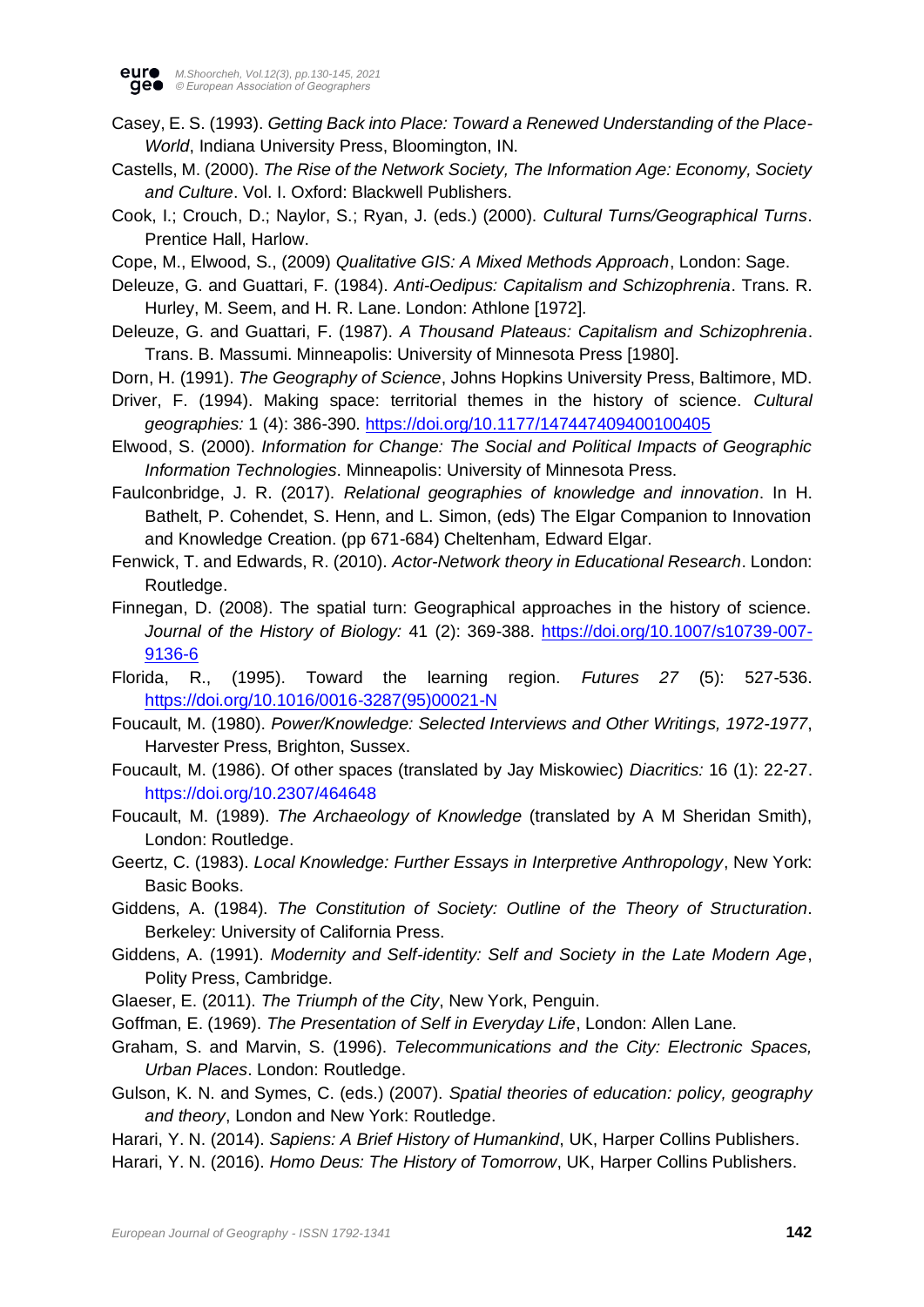Casey, E. S. (1993). *Getting Back into Place: Toward a Renewed Understanding of the Place-World*, Indiana University Press, Bloomington, IN.

Castells, M. (2000). *The Rise of the Network Society, The Information Age: Economy, Society and Culture*. Vol. I. Oxford: Blackwell Publishers.

Cook, I.; Crouch, D.; Naylor, S.; Ryan, J. (eds.) (2000). *Cultural Turns/Geographical Turns*. Prentice Hall, Harlow.

Cope, M., Elwood, S., (2009) *Qualitative GIS: A Mixed Methods Approach*, London: Sage.

Deleuze, G. and Guattari, F. (1984). *Anti-Oedipus: Capitalism and Schizophrenia*. Trans. R. Hurley, M. Seem, and H. R. Lane. London: Athlone [1972].

Deleuze, G. and Guattari, F. (1987). *A Thousand Plateaus: Capitalism and Schizophrenia*. Trans. B. Massumi. Minneapolis: University of Minnesota Press [1980].

Dorn, H. (1991). *The Geography of Science*, Johns Hopkins University Press, Baltimore, MD.

Driver, F. (1994). Making space: territorial themes in the history of science. *Cultural geographies:* 1 (4): 386-390. https://doi.org/10.1177/147447409400100405

Elwood, S. (2000). *Information for Change: The Social and Political Impacts of Geographic Information Technologies*. Minneapolis: University of Minnesota Press.

Faulconbridge, J. R. (2017). *Relational geographies of knowledge and innovation*. In H. Bathelt, P. Cohendet, S. Henn, and L. Simon, (eds) The Elgar Companion to Innovation and Knowledge Creation. (pp 671-684) Cheltenham, Edward Elgar.

Fenwick, T. and Edwards, R. (2010). *Actor-Network theory in Educational Research*. London: Routledge.

Finnegan, D. (2008). The spatial turn: Geographical approaches in the history of science. *Journal of the History of Biology:* 41 (2): 369-388. https://doi.org/10.1007/s10739-007-9136-6

Florida, R., (1995). Toward the learning region. *Futures 27* (5): 527-536. https://doi.org/10.1016/0016-3287(95)00021-N

Foucault, M. (1980). *Power/Knowledge: Selected Interviews and Other Writings, 1972-1977*, Harvester Press, Brighton, Sussex.

Foucault, M. (1986). Of other spaces (translated by Jay Miskowiec) *Diacritics:* 16 (1): 22-27. https://doi.org/10.2307/464648

Foucault, M. (1989). *The Archaeology of Knowledge* (translated by A M Sheridan Smith), London: Routledge.

Geertz, C. (1983). *Local Knowledge: Further Essays in Interpretive Anthropology*, New York: Basic Books.

Giddens, A. (1984). *The Constitution of Society: Outline of the Theory of Structuration*. Berkeley: University of California Press.

Giddens, A. (1991). *Modernity and Self-identity: Self and Society in the Late Modern Age*, Polity Press, Cambridge.

Glaeser, E. (2011). *The Triumph of the City*, New York, Penguin.

Goffman, E. (1969). *The Presentation of Self in Everyday Life*, London: Allen Lane.

Graham, S. and Marvin, S. (1996). *Telecommunications and the City: Electronic Spaces, Urban Places*. London: Routledge.

Gulson, K. N. and Symes, C. (eds.) (2007). *Spatial theories of education: policy, geography and theory*, London and New York: Routledge.

Harari, Y. N. (2014). *Sapiens: A Brief History of Humankind*, UK, Harper Collins Publishers.

Harari, Y. N. (2016). *Homo Deus: The History of Tomorrow*, UK, Harper Collins Publishers.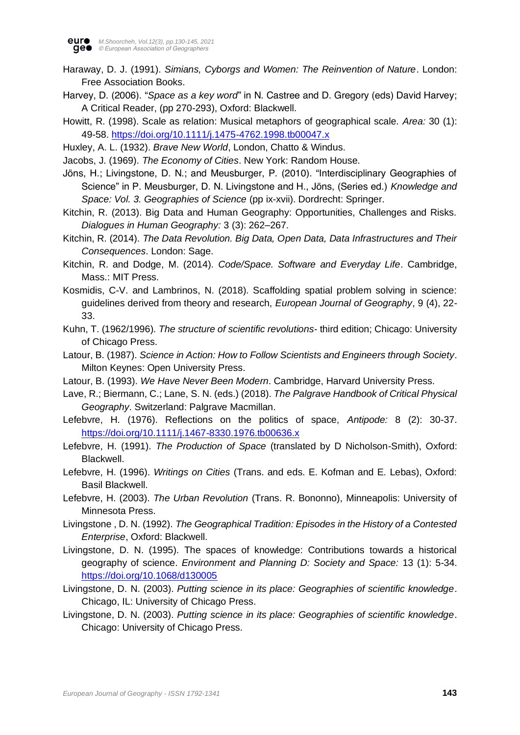Haraway, D. J. (1991). *Simians, Cyborgs and Women: The Reinvention of Nature*. London: Free Association Books.

Harvey, D. (2006). "*Space as a key word*" in N. Castree and D. Gregory (eds) David Harvey; A Critical Reader, (pp 270-293), Oxford: Blackwell.

Howitt, R. (1998). Scale as relation: Musical metaphors of geographical scale. *Area:* 30 (1): 49-58. https://doi.org/10.1111/j.1475-4762.1998.tb00047.x

Huxley, A. L. (1932). *Brave New World*, London, Chatto & Windus.

Jacobs, J. (1969). *The Economy of Cities*. New York: Random House.

Jöns, H.; Livingstone, D. N.; and Meusburger, P. (2010). "Interdisciplinary Geographies of Science" in P. Meusburger, D. N. Livingstone and H., Jöns, (Series ed.) *Knowledge and Space: Vol. 3. Geographies of Science* (pp ix-xvii). Dordrecht: Springer.

Kitchin, R. (2013). Big Data and Human Geography: Opportunities, Challenges and Risks. *Dialogues in Human Geography:* 3 (3): 262–267.

Kitchin, R. (2014). *The Data Revolution. Big Data, Open Data, Data Infrastructures and Their Consequences*. London: Sage.

Kitchin, R. and Dodge, M. (2014). *Code/Space. Software and Everyday Life*. Cambridge, Mass.: MIT Press.

Kosmidis, C-V. and Lambrinos, N. (2018). Scaffolding spatial problem solving in science: guidelines derived from theory and research, *European Journal of Geography*, 9 (4), 22-33.

Kuhn, T. (1962/1996). *The structure of scientific revolutions*- third edition; Chicago: University of Chicago Press.

Latour, B. (1987). *Science in Action: How to Follow Scientists and Engineers through Society*. Milton Keynes: Open University Press.

Latour, B. (1993). *We Have Never Been Modern*. Cambridge, Harvard University Press.

Lave, R.; Biermann, C.; Lane, S. N. (eds.) (2018). *The Palgrave Handbook of Critical Physical Geography*. Switzerland: Palgrave Macmillan.

Lefebvre, H. (1976). Reflections on the politics of space, *Antipode:* 8 (2): 30-37. https://doi.org/10.1111/j.1467-8330.1976.tb00636.x

Lefebvre, H. (1991). *The Production of Space* (translated by D Nicholson-Smith), Oxford: Blackwell.

Lefebvre, H. (1996). *Writings on Cities* (Trans. and eds. E. Kofman and E. Lebas), Oxford: Basil Blackwell.

Lefebvre, H. (2003). *The Urban Revolution* (Trans. R. Bononno), Minneapolis: University of Minnesota Press.

Livingstone , D. N. (1992). *The Geographical Tradition: Episodes in the History of a Contested Enterprise*, Oxford: Blackwell.

Livingstone, D. N. (1995). The spaces of knowledge: Contributions towards a historical geography of science. *Environment and Planning D: Society and Space:* 13 (1): 5-34. https://doi.org/10.1068/d130005

Livingstone, D. N. (2003). *Putting science in its place: Geographies of scientific knowledge*. Chicago, IL: University of Chicago Press.

Livingstone, D. N. (2003). *Putting science in its place: Geographies of scientific knowledge*. Chicago: University of Chicago Press.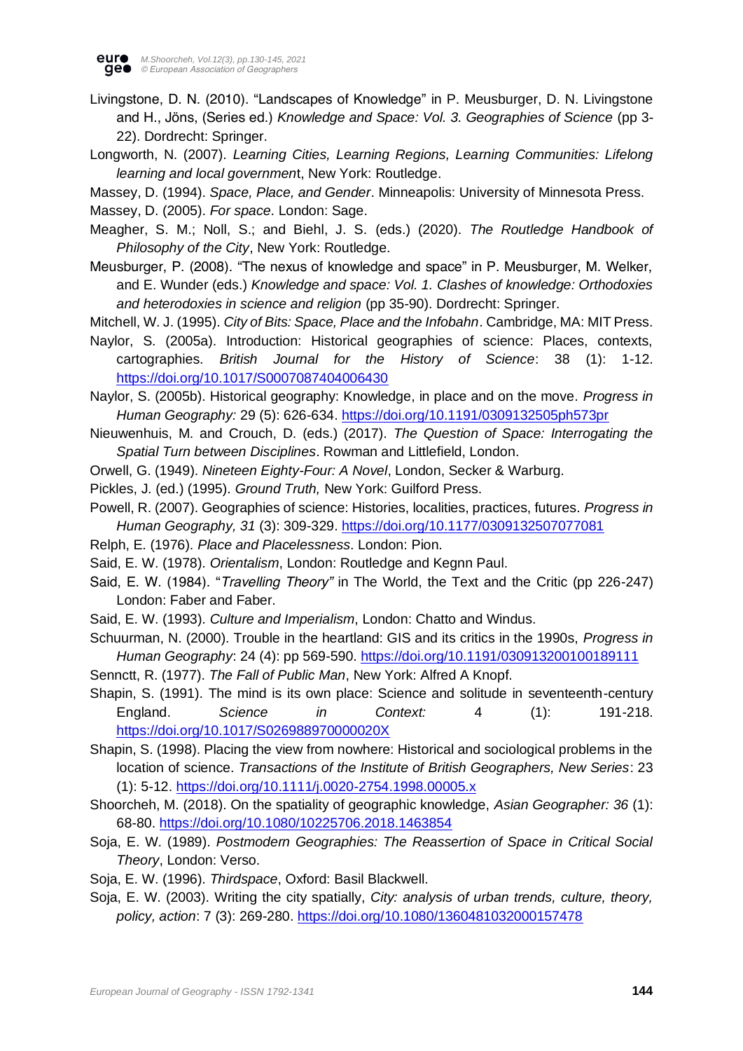Livingstone, D. N. (2010). “Landscapes of Knowledge” in P. Meusburger, D. N. Livingstone and H., Jöns, (Series ed.) *Knowledge and Space: Vol. 3. Geographies of Science* (pp 3-22). Dordrecht: Springer.

Longworth, N. (2007). *Learning Cities, Learning Regions, Learning Communities: Lifelong learning and local governmen*t, New York: Routledge.

Massey, D. (1994). *Space, Place, and Gender*. Minneapolis: University of Minnesota Press.

Massey, D. (2005). *For space*. London: Sage.

Meagher, S. M.; Noll, S.; and Biehl, J. S. (eds.) (2020). *The Routledge Handbook of Philosophy of the City*, New York: Routledge.

Meusburger, P. (2008). “The nexus of knowledge and space” in P. Meusburger, M. Welker, and E. Wunder (eds.) *Knowledge and space: Vol. 1. Clashes of knowledge: Orthodoxies and heterodoxies in science and religion* (pp 35-90). Dordrecht: Springer.

Mitchell, W. J. (1995). *City of Bits: Space, Place and the Infobahn*. Cambridge, MA: MIT Press.

Naylor, S. (2005a). Introduction: Historical geographies of science: Places, contexts, cartographies. *British Journal for the History of Science*: 38 (1): 1-12. https://doi.org/10.1017/S0007087404006430

Naylor, S. (2005b). Historical geography: Knowledge, in place and on the move. *Progress in Human Geography:* 29 (5): 626-634. https://doi.org/10.1191/0309132505ph573pr

Nieuwenhuis, M. and Crouch, D. (eds.) (2017). *The Question of Space: Interrogating the Spatial Turn between Disciplines*. Rowman and Littlefield, London.

Orwell, G. (1949). *Nineteen Eighty-Four: A Novel*, London, Secker & Warburg.

Pickles, J. (ed.) (1995). *Ground Truth,* New York: Guilford Press.

Powell, R. (2007). Geographies of science: Histories, localities, practices, futures. *Progress in Human Geography, 31* (3): 309-329. https://doi.org/10.1177/0309132507077081

Relph, E. (1976). *Place and Placelessness*. London: Pion.

Said, E. W. (1978). *Orientalism*, London: Routledge and Kegnn Paul.

Said, E. W. (1984). “*Travelling Theory”* in The World, the Text and the Critic (pp 226-247) London: Faber and Faber.

Said, E. W. (1993). *Culture and Imperialism*, London: Chatto and Windus.

Schuurman, N. (2000). Trouble in the heartland: GIS and its critics in the 1990s, *Progress in Human Geography*: 24 (4): pp 569-590. https://doi.org/10.1191/030913200100189111

Sennctt, R. (1977). *The Fall of Public Man*, New York: Alfred A Knopf.

Shapin, S. (1991). The mind is its own place: Science and solitude in seventeenth-century England. *Science in Context:* 4 (1): 191-218. https://doi.org/10.1017/S026988970000020X

Shapin, S. (1998). Placing the view from nowhere: Historical and sociological problems in the location of science. *Transactions of the Institute of British Geographers, New Series*: 23 (1): 5-12. https://doi.org/10.1111/j.0020-2754.1998.00005.x

Shoorcheh, M. (2018). On the spatiality of geographic knowledge, *Asian Geographer: 36* (1): 68-80. https://doi.org/10.1080/10225706.2018.1463854

Soja, E. W. (1989). *Postmodern Geographies: The Reassertion of Space in Critical Social Theory*, London: Verso.

Soja, E. W. (1996). *Thirdspace*, Oxford: Basil Blackwell.

Soja, E. W. (2003). Writing the city spatially, *City: analysis of urban trends, culture, theory, policy, action*: 7 (3): 269-280. https://doi.org/10.1080/1360481032000157478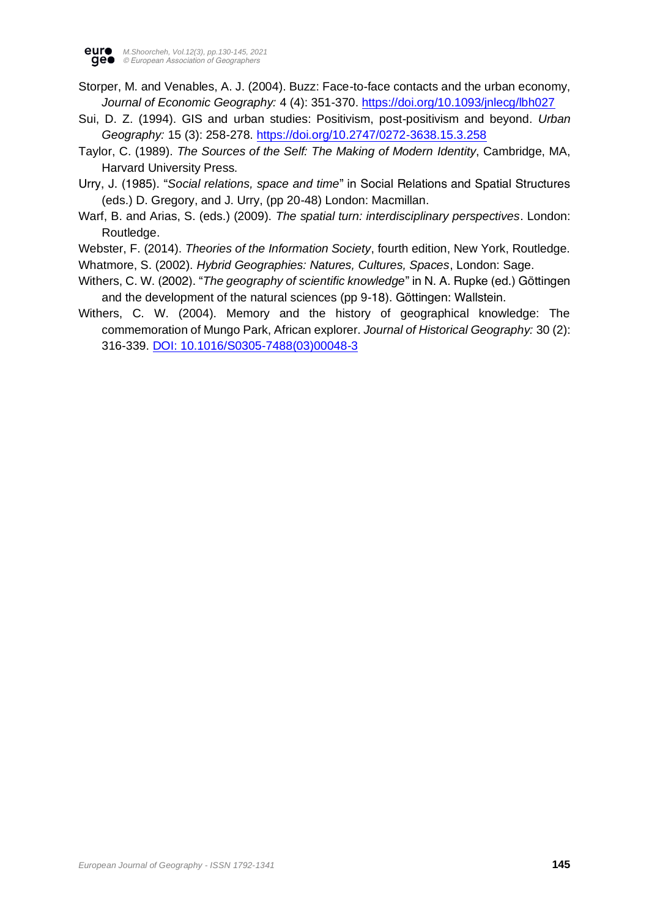Storper, M. and Venables, A. J. (2004). Buzz: Face-to-face contacts and the urban economy, *Journal of Economic Geography:* 4 (4): 351-370. https://doi.org/10.1093/jnlecg/lbh027

Sui, D. Z. (1994). GIS and urban studies: Positivism, post-positivism and beyond. *Urban Geography:* 15 (3): 258-278. https://doi.org/10.2747/0272-3638.15.3.258

Taylor, C. (1989). *The Sources of the Self: The Making of Modern Identity*, Cambridge, MA, Harvard University Press.

Urry, J. (1985). "*Social relations, space and time*" in Social Relations and Spatial Structures (eds.) D. Gregory, and J. Urry, (pp 20-48) London: Macmillan.

Warf, B. and Arias, S. (eds.) (2009). *The spatial turn: interdisciplinary perspectives*. London: Routledge.

Webster, F. (2014). *Theories of the Information Society*, fourth edition, New York, Routledge.

Whatmore, S. (2002). *Hybrid Geographies: Natures, Cultures, Spaces*, London: Sage.

Withers, C. W. (2002). "*The geography of scientific knowledge*" in N. A. Rupke (ed.) Göttingen and the development of the natural sciences (pp 9-18). Göttingen: Wallstein.

Withers, C. W. (2004). Memory and the history of geographical knowledge: The commemoration of Mungo Park, African explorer. *Journal of Historical Geography:* 30 (2): 316-339. DOI: 10.1016/S0305-7488(03)00048-3